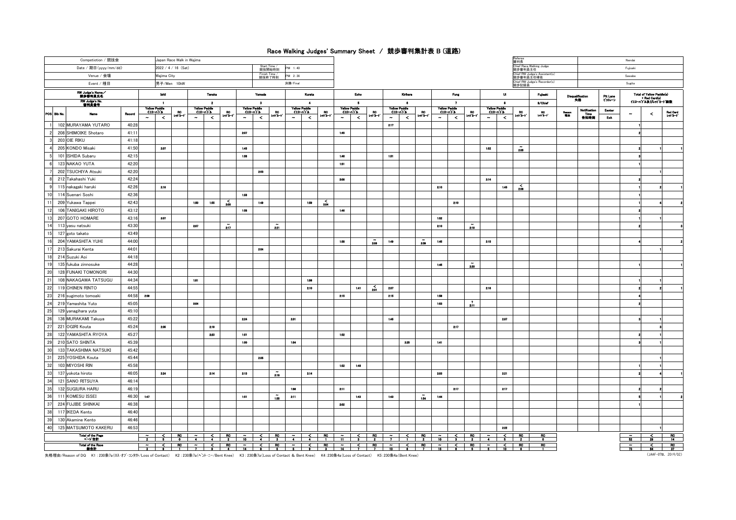# Race Walking Judges' Summary Sheet / 競歩審判集計表 B (道路)

| | | | |
|---|---|---|---|
| Competiotion / 競技会 | Japan Race Walk in Wajima | | |
| Date / 期日(yyyy/mm/dd) | 2022 / 4 / 16 (Sat) | Start Time / 競技開始時刻 | PM 1:40 |
| Venue / 会場 | Wajima City | Finish Time / 競技終了時刻 | PM 2:36 |
| Event / 種目 | 男子/Men 10kW | | 決勝/Final |

| | |
|---|---|
| Referee 審判長 | Nendai |
| Chief Race Walking Judge 競歩審判員主任 | Fujisaki |
| Chief RW Judge's Assistant(s) 競歩審判員主任補佐 | Sawabe |
| Chief RW Judge's Recorder(s) 競歩記録員 | Sugita |

| RW Judge's Name／競歩審判員氏名 | | | | Ishii | | | Tanaka | | | Yamada | | | Kurata | | | Echo | | | Kirihara | | | Fung | | | Ui | | | Fujisaki | Disqualification 失格 | | Pit Lane ピットレーン | Total of Yellow Paddle(s) + Red Card(s) イエローパドル及びレッドカード枚数 | | |
|---|---|---|---|---|---|---|---|---|---|---|---|---|---|---|---|---|---|---|---|---|---|---|---|---|---|---|---|---|---|---|---|---|---|---|
| RW Judge's No. 審判員番号 | | | | 1 | | | 2 | | | 3 | | | 4 | | | 5 | | | 6 | | | 7 | | | 8 | | | 9/Chief | | | | | | |
| POS | Bib No. | Name | Record | Yellow Paddle イエローパドル ~ | < | RC レッドカード | Yellow Paddle ~ | < | RC | Yellow Paddle ~ | < | RC | Yellow Paddle ~ | < | RC | Yellow Paddle ~ | < | RC | Yellow Paddle ~ | < | RC | Yellow Paddle ~ | < | RC | Yellow Paddle ~ | < | RC | RC レッドカード | Reason 理由 | Notification Time 告知時刻 | Enter / Exit | ~ | < | Red Card レッドカード |
| 1 | 102 | MURAYAMA YUTARO | 40:28 | | | | | | | | | | | | | | | | 2:17 | | | | | | | | | | | | | 1 | | |
| 2 | 208 | SHIMOIKE Shotaro | 41:11 | | | | | | | 2:07 | | | | | | 1:45 | | | | | | | | | | | | | | | | 2 | | |
| 3 | 203 | OIE RIKU | 41:18 | | | | | | | | | | | | | | | | | | | | | | | | | | | | | | | |
| 4 | 205 | KONDO Misaki | 41:50 | | 2:07 | | | | | 1:45 | | | | | | | | | | | | | | | 1:52 | | ~ 2:05 | | | | | 2 | 1 | 1 |
| 5 | 101 | ISHIDA Subaru | 42:15 | | | | | | | 1:58 | | | | | | 1:46 | | | 1:51 | | | | | | | | | | | | | 3 | | |
| 6 | 123 | NAKAO YUTA | 42:20 | | | | | | | | | | | | | 1:51 | | | | | | | | | | | | | | | | 1 | | |
| 7 | 202 | TSUCHIYA Atsuki | 42:20 | | | | | | | | 2:03 | | | | | | | | | | | | | | | | | | | | | | 1 | |
| 8 | 212 | Takahashi Yuki | 42:24 | | | | | | | | | | | | | 2:08 | | | | | | | | | 2:14 | | | | | | | 2 | | |
| 9 | 115 | nakagaki haruki | 42:26 | | 2:16 | | | | | | | | | | | | | | | | | 2:10 | | | | 1:45 | < 2:06 | | | | | 1 | 2 | 1 |
| 10 | 114 | Suenari Soshi | 42:36 | | | | | | | 1:58 | | | | | | | | | | | | | | | | | | | | | | 1 | | |
| 11 | 209 | Yukawa Tappei | 42:43 | | | | 1:50 | 1:55 | < 2:00 | | 1:49 | | | 1:59 | < 2:04 | | | | | | | | 2:10 | | | | | | | | | 1 | 4 | 2 |
| 12 | 106 | TANIGAKI HIROTO | 43:12 | | | | | | | 1:58 | | | | | | 1:46 | | | | | | | | | | | | | | | | 2 | | |
| 13 | 207 | GOTO HOMARE | 43:16 | | 2:07 | | | | | | | | | | | | | | | | | 1:52 | | | | | | | | | | 1 | 1 | |
| 14 | 113 | yasu natsuki | 43:30 | | | | 2:07 | | ~ 2:17 | | | ~ 2:21 | | | | | | | | | | 2:10 | | ~ 2:19 | | | | | | | | 2 | | 3 |
| 15 | 127 | goto takato | 43:49 | | | | | | | | | | | | | | | | | | | | | | | | | | | | | | | |
| 16 | 204 | YAMASHITA YUHI | 44:00 | | | | | | | | | | | | | 1:58 | | ~ 2:09 | 1:49 | | ~ 2:09 | 1:45 | | | 2:15 | | | | | | | 4 | | 2 |
| 17 | 213 | Sakurai Kenta | 44:01 | | | | | | | | 2:04 | | | | | | | | | | | | | | | | | | | | | | 1 | |
| 18 | 214 | Suzuki Aoi | 44:18 | | | | | | | | | | | | | | | | | | | | | | | | | | | | | | | |
| 19 | 135 | fukuba zinnosuke | 44:28 | | | | | | | | | | | | | | | | | | | 1:45 | | ~ 2:20 | | | | | | | | 1 | | 1 |
| 20 | 128 | FUNAKI TOMONORI | 44:30 | | | | | | | | | | | | | | | | | | | | | | | | | | | | | | | |
| 21 | 108 | NAKAGAWA TATSUGU | 44:34 | | | | 1:51 | | | | | | | 1:56 | | | | | | | | | | | | | | | | | | 1 | 1 | |
| 22 | 119 | CHINEN RINTO | 44:55 | | | | | | | | | | | 2:10 | | | 1:41 | < 2:01 | 2:07 | | | | | | 2:18 | | | | | | | 2 | 2 | 1 |
| 23 | 216 | sugimoto tomoaki | 44:58 | 2:09 | | | | | | | | | | | | 2:15 | | | 2:15 | | | 1:58 | | | | | | | | | | 4 | | |
| 24 | 219 | Yamashita Yuto | 45:05 | | | | 2:04 | | | | | | | | | | | | | | | 1:53 | | ? 2:11 | | | | | | | | 2 | | |
| 25 | 129 | yanagihara yuta | 45:10 | | | | | | | | | | | | | | | | | | | | | | | | | | | | | | | |
| 26 | 136 | MURAKAMI Takuya | 45:22 | | | | | | | 2:24 | | | 2:01 | | | | | | 1:45 | | | | | | | 2:07 | | | | | | 3 | 1 | |
| 27 | 221 | OGIRI Kouta | 45:24 | | 2:05 | | | 2:19 | | | | | | | | | | | | | | | 2:17 | | | | | | | | | | 3 | |
| 28 | 122 | YAMASHITA RYOYA | 45:27 | | | | | 2:23 | | 1:51 | | | | | | 1:52 | | | | | | | | | | | | | | | | 2 | 1 | |
| 29 | 210 | SATO SHINTA | 45:39 | | | | | | | 1:50 | | | 1:54 | | | | | | | 2:25 | | 1:41 | | | | | | | | | | 3 | 1 | |
| 30 | 133 | TAKASHIMA NATSUKI | 45:42 | | | | | | | | | | | | | | | | | | | | | | | | | | | | | | | |
| 31 | 225 | YOSHIDA Kouta | 45:44 | | | | | | | | 2:05 | | | | | | | | | | | | | | | | | | | | | | 1 | |
| 32 | 103 | MIYOSHI RIN | 45:58 | | | | | | | | | | | | | 1:52 | 1:46 | | | | | | | | | | | | | | | 1 | 1 | |
| 33 | 137 | yokota hiroto | 46:05 | | 2:24 | | | 2:14 | | 2:13 | | ~ 2:18 | | 2:14 | | | | | | | | 2:03 | | | | 2:21 | | | | | | 2 | 4 | 1 |
| 34 | 121 | SANO RITSUYA | 46:14 | | | | | | | | | | | | | | | | | | | | | | | | | | | | | | | |
| 35 | 132 | SUGIURA HARU | 46:19 | | | | | | | | | | 1:56 | | | 2:11 | | | | | | | 2:17 | | | 2:17 | | | | | | 2 | 2 | |
| 36 | 111 | KOMESU ISSEI | 46:30 | 1:47 | | | | | | 1:51 | | ~ 1:55 | 2:11 | | | | 1:43 | | 1:43 | | ~ 1:54 | 1:44 | | | | | | | | | | 5 | 1 | 2 |
| 37 | 224 | FUJIBE SHINKAI | 46:38 | | | | | | | | | | | | | 2:02 | | | | | | | | | | | | | | | | 1 | | |
| 38 | 117 | IKEDA Kento | 46:40 | | | | | | | | | | | | | | | | | | | | | | | | | | | | | | | |
| 39 | 130 | Akamine Kento | 46:46 | | | | | | | | | | | | | | | | | | | | | | | | | | | | | | | |
| 40 | 125 | MATSUMOTO KAKERU | 46:53 | | | | | | | | | | | | | | | | | | | | | | | 2:22 | | | | | | | 1 | |
| Total of the Page ページ合計 | | | | 2 | 5 | 0 | 4 | 4 | 2 | 10 | 4 | 3 | 4 | 4 | 1 | 11 | 3 | 2 | 7 | 1 | 2 | 10 | 3 | 2 | 4 | 5 | 2 | 0 | | | | 52 | 29 | 14 |
| Total of the Race 総合計 | | | | 3 | 9 | 1 | 7 | 9 | 4 | 14 | 8 | 5 | 5 | 9 | 3 | 14 | 7 | 7 | 10 | 6 | 7 | 15 | 8 | 5 | 5 | 10 | 4 | 1 | | | | 73 | 64 | 37 |

失格理由/Reason of DQ　K1：230条7a(ロス･オブ･コンタクト/Loss of Contact)　K2：230条7a(ベント･ニー/Bent Knee)　K3：230条7a(Loss of Contact & Bent Knee)　K4:230条4a(Loss of Contact)　K5:230条4a(Bent Knee)

(JAAF-07B、2019/02)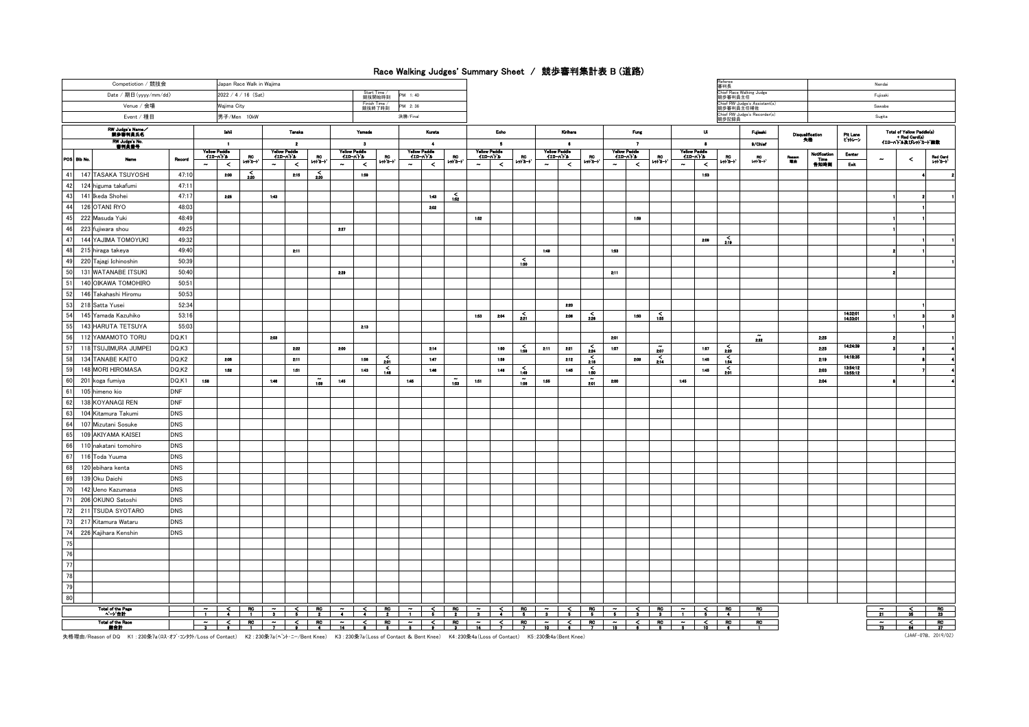# Race Walking Judges' Summary Sheet ／ 競歩審判集計表 B (道路)

| | | | |
|---|---|---|---|
| Competiotion ／ 競技会 | Japan Race Walk in Wajima | | |
| Date ／ 期日 (yyyy/mm/dd) | 2022 ／ 4 ／ 16 (Sat) | Start Time ／ 競技開始時刻 | PM 1:40 |
| Venue ／ 会場 | Wajima City | Finish Time ／ 競技終了時刻 | PM 2:36 |
| Event ／ 種目 | 男子/Men 10kW | | 決勝/Final |

| | |
|---|---|
| Referee 審判長 | Nendai |
| Chief Race Walking Judge 競歩審判員主任 | Fujisaki |
| Chief RW Judge's Assistant(s) 競歩審判員主任補佐 | Sawabe |
| Chief RW Judge's Recorder(s) 競歩記録員 | Sugita |

| RW Judge's Name／競歩審判員氏名 | | | | Ishii | | | Tanaka | | | Yamada | | | Kurata | | | Echo | | | Kirihara | | | Fung | | | Ui | | | Fujisaki | Disqualification 失格 | | Pit Lane ピットレーン | Total of Yellow Paddle(s) + Red Card(s) イエローパドル及びレッドカード総数 | | |
|---|---|---|---|---|---|---|---|---|---|---|---|---|---|---|---|---|---|---|---|---|---|---|---|---|---|---|---|---|---|---|---|---|---|---|
| RW Judge's No. 審判員番号 | | | | 1 | | | 2 | | | 3 | | | 4 | | | 5 | | | 6 | | | 7 | | | 8 | | | 9/Chief | | | | | | |
| POS | Bib No. | Name | Record | Yellow Paddle イエローパドル ~ | < | RC レッドカード | Yellow Paddle ~ | < | RC | Yellow Paddle ~ | < | RC | Yellow Paddle ~ | < | RC | Yellow Paddle ~ | < | RC | Yellow Paddle ~ | < | RC | Yellow Paddle ~ | < | RC | Yellow Paddle ~ | < | RC | RC レッドカード | Reason 理由 | Notification Time 告知時刻 | Enter / Exit | ~ | < | Red Card レッドカード |
| 41 | 147 | TASAKA TSUYOSHI | 47:10 | | 2:00 | < 2:20 | | 2:15 | < 2:20 | | 1:59 | | | | | | | | | | | | | | | 1:53 | | | | | | | 4 | 2 |
| 42 | 124 | higuma takafumi | 47:11 | | | | | | | | | | | | | | | | | | | | | | | | | | | | | | | |
| 43 | 141 | Ikeda Shohei | 47:17 | | 2:25 | | 1:43 | | | | | | | 1:43 | < 1:52 | | | | | | | | | | | | | | | | | 1 | 2 | 1 |
| 44 | 126 | OTANI RYO | 48:03 | | | | | | | | | | | 2:02 | | | | | | | | | | | | | | | | | | | 1 | |
| 45 | 222 | Masuda Yuki | 48:49 | | | | | | | | | | | | | 1:52 | | | | | | | 1:59 | | | | | | | | | 1 | 1 | |
| 46 | 223 | fujiwara shou | 49:25 | | | | | | | 2:27 | | | | | | | | | | | | | | | | | | | | | | 1 | | |
| 47 | 144 | YAJIMA TOMOYUKI | 49:32 | | | | | | | | | | | | | | | | | | | | | | | 2:09 | < 2:19 | | | | | | 1 | 1 |
| 48 | 215 | hiraga takeya | 49:40 | | | | | 2:11 | | | | | | | | | | | 1:49 | | | 1:53 | | | | | | | | | | 2 | 1 | |
| 49 | 220 | Tajagi Ichinoshin | 50:39 | | | | | | | | | | | | | | | < 1:50 | | | | | | | | | | | | | | | | 1 |
| 50 | 131 | WATANABE ITSUKI | 50:40 | | | | | | | 2:29 | | | | | | | | | | | | 2:11 | | | | | | | | | | 2 | | |
| 51 | 140 | OIKAWA TOMOHIRO | 50:51 | | | | | | | | | | | | | | | | | | | | | | | | | | | | | | | |
| 52 | 146 | Takahashi Hiromu | 50:53 | | | | | | | | | | | | | | | | | | | | | | | | | | | | | | | |
| 53 | 218 | Satta Yusei | 52:34 | | | | | | | | | | | | | | | | | 2:20 | | | | | | | | | | | | | 1 | |
| 54 | 145 | Yamada Kazuhiko | 53:16 | | | | | | | | | | | | | 1:53 | 2:04 | < 2:21 | | 2:06 | < 2:29 | | 1:50 | < 1:55 | | | | | | | 14:32:01 / 14:33:01 | 1 | 3 | 3 |
| 55 | 143 | HARUTA TETSUYA | 55:03 | | | | | | | | 2:13 | | | | | | | | | | | | | | | | | | | | | | 1 | |
| 56 | 112 | YAMAMOTO TORU | DQ,K1 | | | | 2:03 | | | | | | | | | | | | | | | 2:01 | | | | | | ~ 2:22 | | 2:25 | | 2 | | 1 |
| 57 | 118 | TSUJIMURA JUMPEI | DQ,K3 | | | | | 2:22 | | 2:00 | | | | 2:14 | | | 1:50 | < 1:59 | 2:11 | 2:21 | < 2:24 | 1:57 | | ~ 2:07 | | 1:57 | < 2:20 | | | 2:25 | 14:24:39 | 3 | 5 | 4 |
| 58 | 134 | TANABE KAITO | DQ,K2 | | 2:05 | | | 2:11 | | | 1:58 | < 2:01 | | 1:47 | | | 1:50 | | | 2:12 | < 2:18 | | 2:00 | < 2:14 | | 1:45 | < 1:54 | | | 2:19 | 14:18:35 | | 8 | 4 |
| 59 | 148 | MORI HIROMASA | DQ,K2 | | 1:52 | | | 1:51 | | | 1:43 | < 1:46 | | 1:46 | | | 1:46 | < 1:49 | | 1:45 | < 1:50 | | | | | 1:45 | < 2:01 | | | 2:03 | 13:54:12 / 13:55:12 | | 7 | 4 |
| 60 | 201 | koga fumiya | DQ,K1 | 1:59 | | | 1:46 | | ~ 1:59 | 1:45 | | | 1:45 | | ~ 1:53 | 1:51 | | ~ 1:58 | 1:55 | | ~ 2:01 | 2:00 | | | 1:45 | | | | | 2:04 | | 8 | | 4 |
| 61 | 105 | himeno kio | DNF | | | | | | | | | | | | | | | | | | | | | | | | | | | | | | | |
| 62 | 138 | KOYANAGI REN | DNF | | | | | | | | | | | | | | | | | | | | | | | | | | | | | | | |
| 63 | 104 | Kitamura Takumi | DNS | | | | | | | | | | | | | | | | | | | | | | | | | | | | | | | |
| 64 | 107 | Mizutani Sosuke | DNS | | | | | | | | | | | | | | | | | | | | | | | | | | | | | | | |
| 65 | 109 | AKIYAMA KAISEI | DNS | | | | | | | | | | | | | | | | | | | | | | | | | | | | | | | |
| 66 | 110 | nakatani tomohiro | DNS | | | | | | | | | | | | | | | | | | | | | | | | | | | | | | | |
| 67 | 116 | Toda Yuuma | DNS | | | | | | | | | | | | | | | | | | | | | | | | | | | | | | | |
| 68 | 120 | ebihara kenta | DNS | | | | | | | | | | | | | | | | | | | | | | | | | | | | | | | |
| 69 | 139 | Oku Daichi | DNS | | | | | | | | | | | | | | | | | | | | | | | | | | | | | | | |
| 70 | 142 | Ueno Kazumasa | DNS | | | | | | | | | | | | | | | | | | | | | | | | | | | | | | | |
| 71 | 206 | OKUNO Satoshi | DNS | | | | | | | | | | | | | | | | | | | | | | | | | | | | | | | |
| 72 | 211 | TSUDA SYOTARO | DNS | | | | | | | | | | | | | | | | | | | | | | | | | | | | | | | |
| 73 | 217 | Kitamura Wataru | DNS | | | | | | | | | | | | | | | | | | | | | | | | | | | | | | | |
| 74 | 226 | Kajihara Kenshin | DNS | | | | | | | | | | | | | | | | | | | | | | | | | | | | | | | |
| 75 | | | | | | | | | | | | | | | | | | | | | | | | | | | | | | | | | | |
| 76 | | | | | | | | | | | | | | | | | | | | | | | | | | | | | | | | | | |
| 77 | | | | | | | | | | | | | | | | | | | | | | | | | | | | | | | | | | |
| 78 | | | | | | | | | | | | | | | | | | | | | | | | | | | | | | | | | | |
| 79 | | | | | | | | | | | | | | | | | | | | | | | | | | | | | | | | | | |
| 80 | | | | | | | | | | | | | | | | | | | | | | | | | | | | | | | | | | |
| Total of the Page ページ合計 | | | | ~ 1 | < 4 | RC 1 | ~ 3 | < 5 | RC 2 | ~ 4 | < 4 | RC 2 | ~ 1 | < 5 | RC 2 | ~ 3 | < 4 | RC 5 | ~ 3 | < 5 | RC 5 | ~ 5 | < 3 | RC 3 | ~ 1 | < 5 | RC 4 | RC 1 | | | | ~ 21 | < 35 | RC 22 |
| Total of the Race 総合計 | | | | ~ 3 | < 9 | RC 1 | ~ 7 | < 9 | RC 4 | ~ 14 | < 8 | RC 5 | ~ 5 | < 9 | RC 3 | ~ 14 | < 7 | RC 7 | ~ 10 | < 6 | RC 7 | ~ 15 | < 8 | RC 5 | ~ 5 | < 10 | RC 4 | RC 1 | | | | ~ 73 | < 64 | RC 37 |

失格理由/Reason of DQ　K1：230条7a(ロス･オブ･コンタクト/Loss of Contact)　K2：230条7a(ベント･ニー/Bent Knee)　K3：230条7a(Loss of Contact & Bent Knee)　K4：230条4a(Loss of Contact)　K5：230条4a(Bent Knee)

(JAAF-07B, 2019/02)